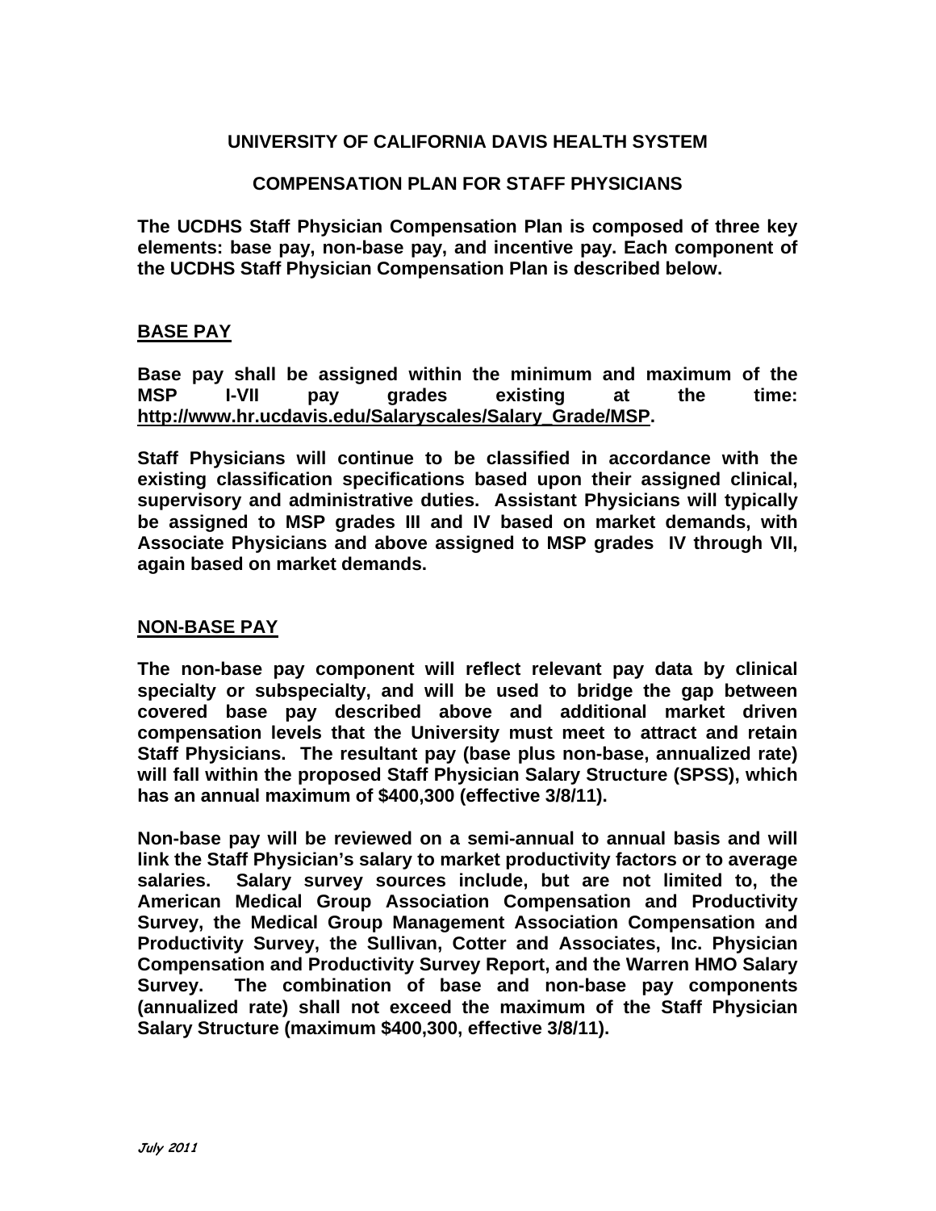# UNIVERSITY OF CALIFORNIA DAVIS HEALTH SYSTEM

## COMPENSATION PLAN FOR STAFF PHYSICIANS

**The UCDHS Staff Physician Compensation Plan is composed of three key elements: base pay, non-base pay, and incentive pay. Each component of the UCDHS Staff Physician Compensation Plan is described below.**

### BASE PAY

**Base pay shall be assigned within the minimum and maximum of the MSP I-VII pay grades existing at the time: http://www.hr.ucdavis.edu/Salaryscales/Salary_Grade/MSP.**

**Staff Physicians will continue to be classified in accordance with the existing classification specifications based upon their assigned clinical, supervisory and administrative duties. Assistant Physicians will typically be assigned to MSP grades III and IV based on market demands, with Associate Physicians and above assigned to MSP grades IV through VII, again based on market demands.**

### NON-BASE PAY

**The non-base pay component will reflect relevant pay data by clinical specialty or subspecialty, and will be used to bridge the gap between covered base pay described above and additional market driven compensation levels that the University must meet to attract and retain Staff Physicians. The resultant pay (base plus non-base, annualized rate) will fall within the proposed Staff Physician Salary Structure (SPSS), which has an annual maximum of $400,300 (effective 3/8/11).**

**Non-base pay will be reviewed on a semi-annual to annual basis and will link the Staff Physician's salary to market productivity factors or to average salaries. Salary survey sources include, but are not limited to, the American Medical Group Association Compensation and Productivity Survey, the Medical Group Management Association Compensation and Productivity Survey, the Sullivan, Cotter and Associates, Inc. Physician Compensation and Productivity Survey Report, and the Warren HMO Salary Survey. The combination of base and non-base pay components (annualized rate) shall not exceed the maximum of the Staff Physician Salary Structure (maximum $400,300, effective 3/8/11).**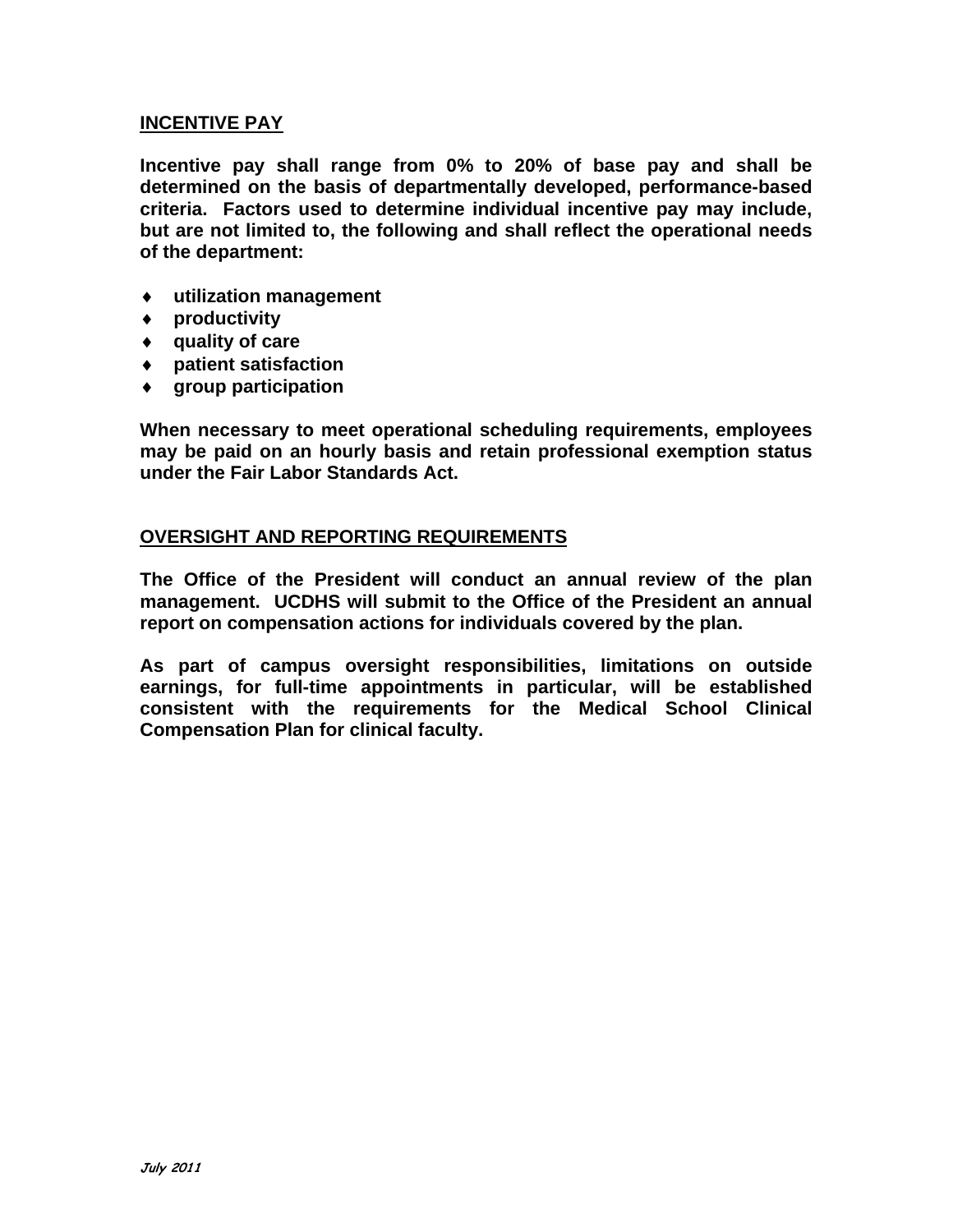## INCENTIVE PAY

**Incentive pay shall range from 0% to 20% of base pay and shall be determined on the basis of departmentally developed, performance-based criteria. Factors used to determine individual incentive pay may include, but are not limited to, the following and shall reflect the operational needs of the department:**

- **utilization management**
- **productivity**
- **quality of care**
- **patient satisfaction**
- **group participation**

**When necessary to meet operational scheduling requirements, employees may be paid on an hourly basis and retain professional exemption status under the Fair Labor Standards Act.**

## OVERSIGHT AND REPORTING REQUIREMENTS

**The Office of the President will conduct an annual review of the plan management. UCDHS will submit to the Office of the President an annual report on compensation actions for individuals covered by the plan.**

**As part of campus oversight responsibilities, limitations on outside earnings, for full-time appointments in particular, will be established consistent with the requirements for the Medical School Clinical Compensation Plan for clinical faculty.**